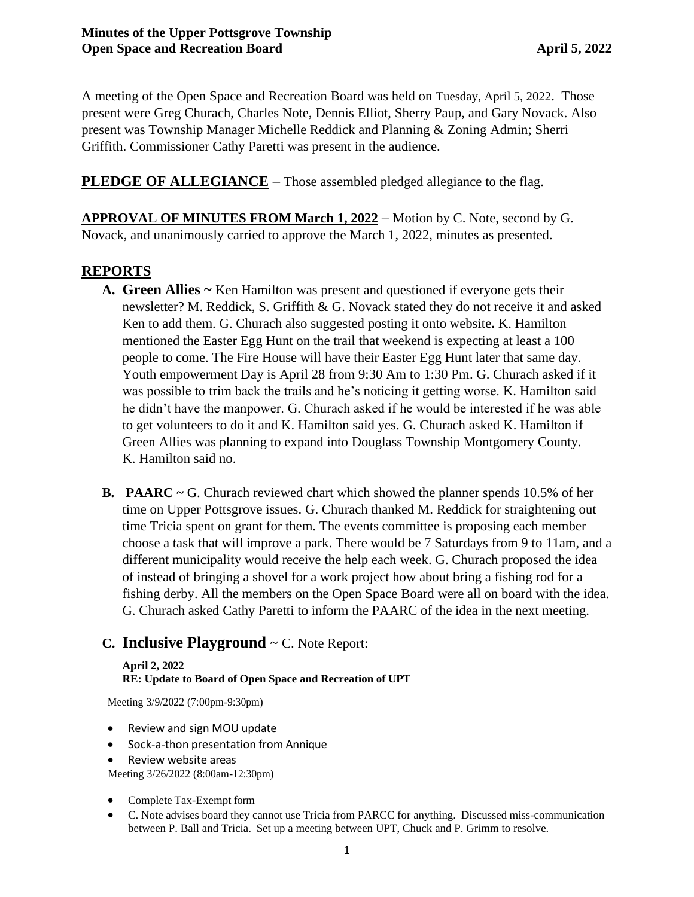**Minutes of the Upper Pottsgrove Township**
**Open Space and Recreation Board** **April 5, 2022**

A meeting of the Open Space and Recreation Board was held on Tuesday, April 5, 2022. Those present were Greg Churach, Charles Note, Dennis Elliot, Sherry Paup, and Gary Novack. Also present was Township Manager Michelle Reddick and Planning & Zoning Admin; Sherri Griffith. Commissioner Cathy Paretti was present in the audience.

**PLEDGE OF ALLEGIANCE** – Those assembled pledged allegiance to the flag.

**APPROVAL OF MINUTES FROM March 1, 2022** – Motion by C. Note, second by G. Novack, and unanimously carried to approve the March 1, 2022, minutes as presented.

## REPORTS

**A. Green Allies ~** Ken Hamilton was present and questioned if everyone gets their newsletter? M. Reddick, S. Griffith & G. Novack stated they do not receive it and asked Ken to add them. G. Churach also suggested posting it onto website**.** K. Hamilton mentioned the Easter Egg Hunt on the trail that weekend is expecting at least a 100 people to come. The Fire House will have their Easter Egg Hunt later that same day. Youth empowerment Day is April 28 from 9:30 Am to 1:30 Pm. G. Churach asked if it was possible to trim back the trails and he's noticing it getting worse. K. Hamilton said he didn't have the manpower. G. Churach asked if he would be interested if he was able to get volunteers to do it and K. Hamilton said yes. G. Churach asked K. Hamilton if Green Allies was planning to expand into Douglass Township Montgomery County. K. Hamilton said no.

**B. PAARC ~** G. Churach reviewed chart which showed the planner spends 10.5% of her time on Upper Pottsgrove issues. G. Churach thanked M. Reddick for straightening out time Tricia spent on grant for them. The events committee is proposing each member choose a task that will improve a park. There would be 7 Saturdays from 9 to 11am, and a different municipality would receive the help each week. G. Churach proposed the idea of instead of bringing a shovel for a work project how about bring a fishing rod for a fishing derby. All the members on the Open Space Board were all on board with the idea. G. Churach asked Cathy Paretti to inform the PAARC of the idea in the next meeting.

**C. Inclusive Playground** ~ C. Note Report:

**April 2, 2022**
**RE: Update to Board of Open Space and Recreation of UPT**

Meeting 3/9/2022 (7:00pm-9:30pm)

- Review and sign MOU update
- Sock-a-thon presentation from Annique
- Review website areas

Meeting 3/26/2022 (8:00am-12:30pm)

- Complete Tax-Exempt form
- C. Note advises board they cannot use Tricia from PARCC for anything. Discussed miss-communication between P. Ball and Tricia. Set up a meeting between UPT, Chuck and P. Grimm to resolve.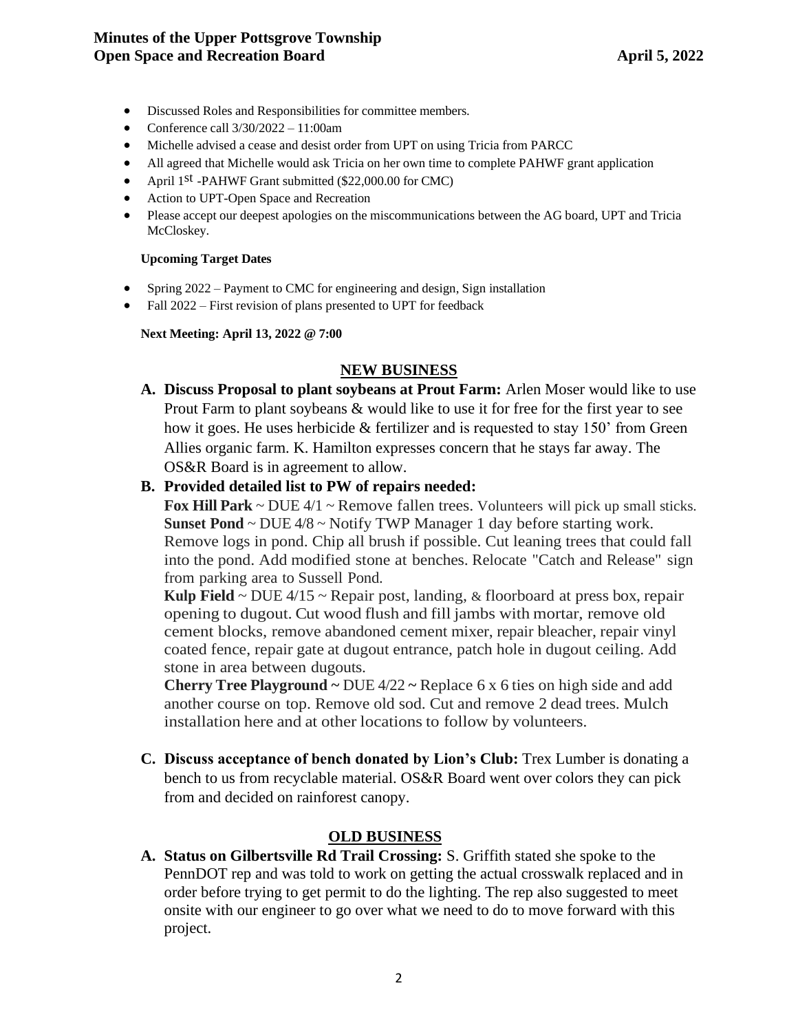- Discussed Roles and Responsibilities for committee members.
- Conference call 3/30/2022 – 11:00am
- Michelle advised a cease and desist order from UPT on using Tricia from PARCC
- All agreed that Michelle would ask Tricia on her own time to complete PAHWF grant application
- April 1st -PAHWF Grant submitted ($22,000.00 for CMC)
- Action to UPT-Open Space and Recreation
- Please accept our deepest apologies on the miscommunications between the AG board, UPT and Tricia McCloskey.

**Upcoming Target Dates**

- Spring 2022 – Payment to CMC for engineering and design, Sign installation
- Fall 2022 – First revision of plans presented to UPT for feedback

**Next Meeting: April 13, 2022 @ 7:00**

## NEW BUSINESS

**A. Discuss Proposal to plant soybeans at Prout Farm:** Arlen Moser would like to use Prout Farm to plant soybeans & would like to use it for free for the first year to see how it goes. He uses herbicide & fertilizer and is requested to stay 150' from Green Allies organic farm. K. Hamilton expresses concern that he stays far away. The OS&R Board is in agreement to allow.

**B. Provided detailed list to PW of repairs needed:**

**Fox Hill Park** ~ DUE 4/1 ~ Remove fallen trees. Volunteers will pick up small sticks.
**Sunset Pond** ~ DUE 4/8 ~ Notify TWP Manager 1 day before starting work. Remove logs in pond. Chip all brush if possible. Cut leaning trees that could fall into the pond. Add modified stone at benches. Relocate "Catch and Release" sign from parking area to Sussell Pond.
**Kulp Field** ~ DUE 4/15 ~ Repair post, landing, & floorboard at press box, repair opening to dugout. Cut wood flush and fill jambs with mortar, remove old cement blocks, remove abandoned cement mixer, repair bleacher, repair vinyl coated fence, repair gate at dugout entrance, patch hole in dugout ceiling. Add stone in area between dugouts.
**Cherry Tree Playground ~** DUE 4/22 **~** Replace 6 x 6 ties on high side and add another course on top. Remove old sod. Cut and remove 2 dead trees. Mulch installation here and at other locations to follow by volunteers.

**C. Discuss acceptance of bench donated by Lion's Club:** Trex Lumber is donating a bench to us from recyclable material. OS&R Board went over colors they can pick from and decided on rainforest canopy.

## OLD BUSINESS

**A. Status on Gilbertsville Rd Trail Crossing:** S. Griffith stated she spoke to the PennDOT rep and was told to work on getting the actual crosswalk replaced and in order before trying to get permit to do the lighting. The rep also suggested to meet onsite with our engineer to go over what we need to do to move forward with this project.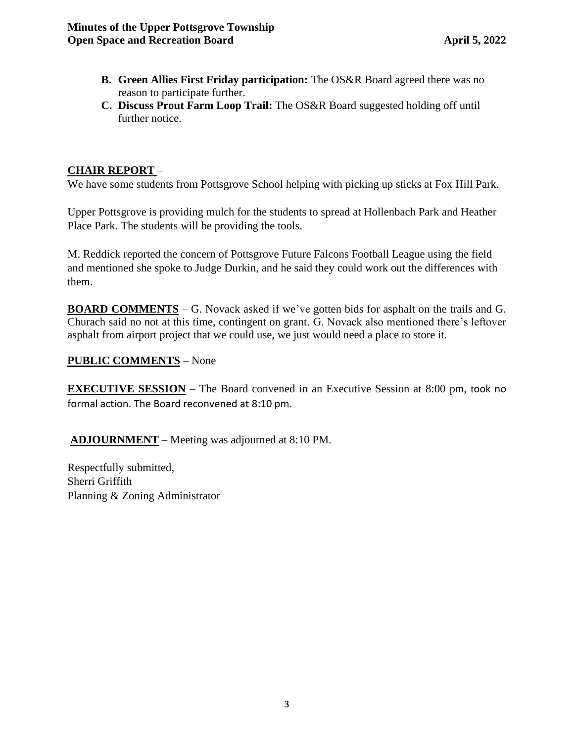- **B. Green Allies First Friday participation:** The OS&R Board agreed there was no reason to participate further.
- **C. Discuss Prout Farm Loop Trail:** The OS&R Board suggested holding off until further notice.

**CHAIR REPORT** –

We have some students from Pottsgrove School helping with picking up sticks at Fox Hill Park.

Upper Pottsgrove is providing mulch for the students to spread at Hollenbach Park and Heather Place Park. The students will be providing the tools.

M. Reddick reported the concern of Pottsgrove Future Falcons Football League using the field and mentioned she spoke to Judge Durkin, and he said they could work out the differences with them.

**BOARD COMMENTS** – G. Novack asked if we've gotten bids for asphalt on the trails and G. Churach said no not at this time, contingent on grant. G. Novack also mentioned there's leftover asphalt from airport project that we could use, we just would need a place to store it.

**PUBLIC COMMENTS** – None

**EXECUTIVE SESSION** – The Board convened in an Executive Session at 8:00 pm, took no formal action. The Board reconvened at 8:10 pm.

**ADJOURNMENT** – Meeting was adjourned at 8:10 PM.

Respectfully submitted,
Sherri Griffith
Planning & Zoning Administrator